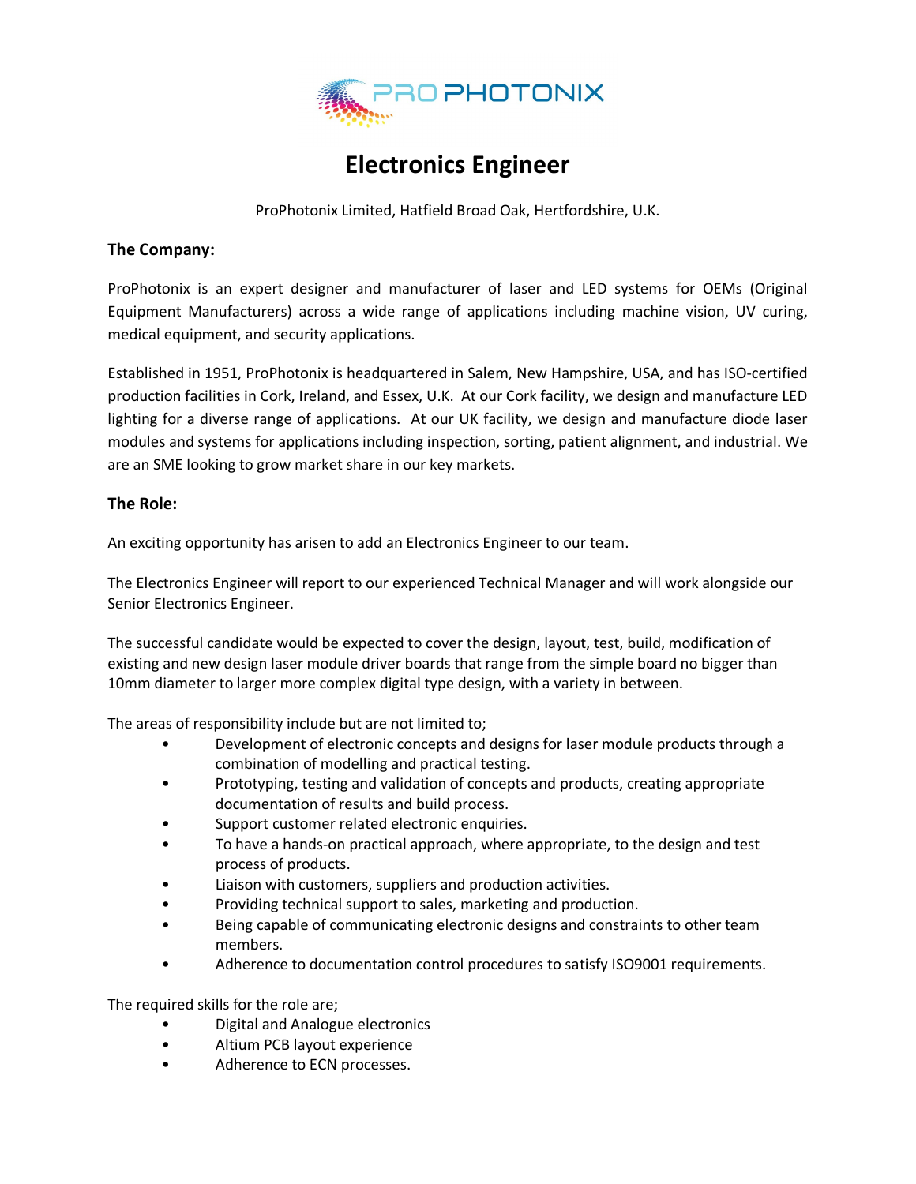PRO PHOTONIX

# Electronics Engineer

ProPhotonix Limited, Hatfield Broad Oak, Hertfordshire, U.K.

## The Company:

ProPhotonix is an expert designer and manufacturer of laser and LED systems for OEMs (Original Equipment Manufacturers) across a wide range of applications including machine vision, UV curing, medical equipment, and security applications.

Established in 1951, ProPhotonix is headquartered in Salem, New Hampshire, USA, and has ISO-certified production facilities in Cork, Ireland, and Essex, U.K. At our Cork facility, we design and manufacture LED lighting for a diverse range of applications. At our UK facility, we design and manufacture diode laser modules and systems for applications including inspection, sorting, patient alignment, and industrial. We are an SME looking to grow market share in our key markets.

## The Role:

An exciting opportunity has arisen to add an Electronics Engineer to our team.

The Electronics Engineer will report to our experienced Technical Manager and will work alongside our Senior Electronics Engineer.

The successful candidate would be expected to cover the design, layout, test, build, modification of existing and new design laser module driver boards that range from the simple board no bigger than 10mm diameter to larger more complex digital type design, with a variety in between.

The areas of responsibility include but are not limited to;

- Development of electronic concepts and designs for laser module products through a combination of modelling and practical testing.
- Prototyping, testing and validation of concepts and products, creating appropriate documentation of results and build process.
- Support customer related electronic enquiries.
- To have a hands-on practical approach, where appropriate, to the design and test process of products.
- Liaison with customers, suppliers and production activities.
- Providing technical support to sales, marketing and production.
- Being capable of communicating electronic designs and constraints to other team members.
- Adherence to documentation control procedures to satisfy ISO9001 requirements.

The required skills for the role are;

- Digital and Analogue electronics
- Altium PCB layout experience
- Adherence to ECN processes.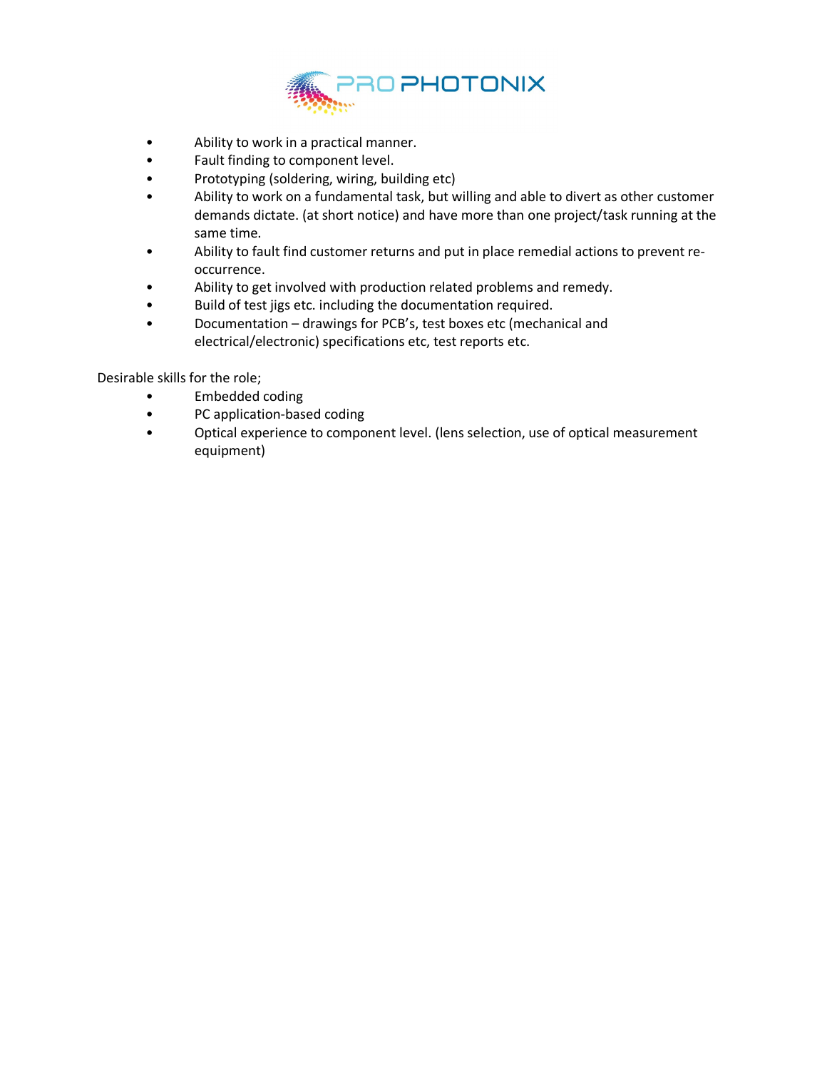- Ability to work in a practical manner.
- Fault finding to component level.
- Prototyping (soldering, wiring, building etc)
- Ability to work on a fundamental task, but willing and able to divert as other customer demands dictate. (at short notice) and have more than one project/task running at the same time.
- Ability to fault find customer returns and put in place remedial actions to prevent re-occurrence.
- Ability to get involved with production related problems and remedy.
- Build of test jigs etc. including the documentation required.
- Documentation – drawings for PCB's, test boxes etc (mechanical and electrical/electronic) specifications etc, test reports etc.

Desirable skills for the role;

- Embedded coding
- PC application-based coding
- Optical experience to component level. (lens selection, use of optical measurement equipment)